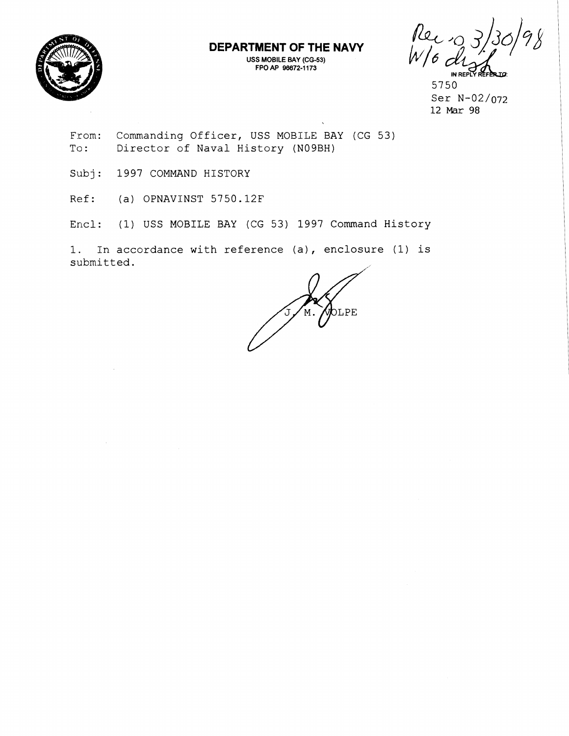**DEPARTMENT OF THE NAVY**

USS MOBILE BAY (CG-53)
FPO AP 96672-1173

Rec'd 3/30/98
W/o disk

IN REPLY REFER TO:
5750
Ser N-02/072
12 Mar 98

From: Commanding Officer, USS MOBILE BAY (CG 53)
To: Director of Naval History (N09BH)

Subj: 1997 COMMAND HISTORY

Ref: (a) OPNAVINST 5750.12F

Encl: (1) USS MOBILE BAY (CG 53) 1997 Command History

1. In accordance with reference (a), enclosure (1) is submitted.

J. M. VOLPE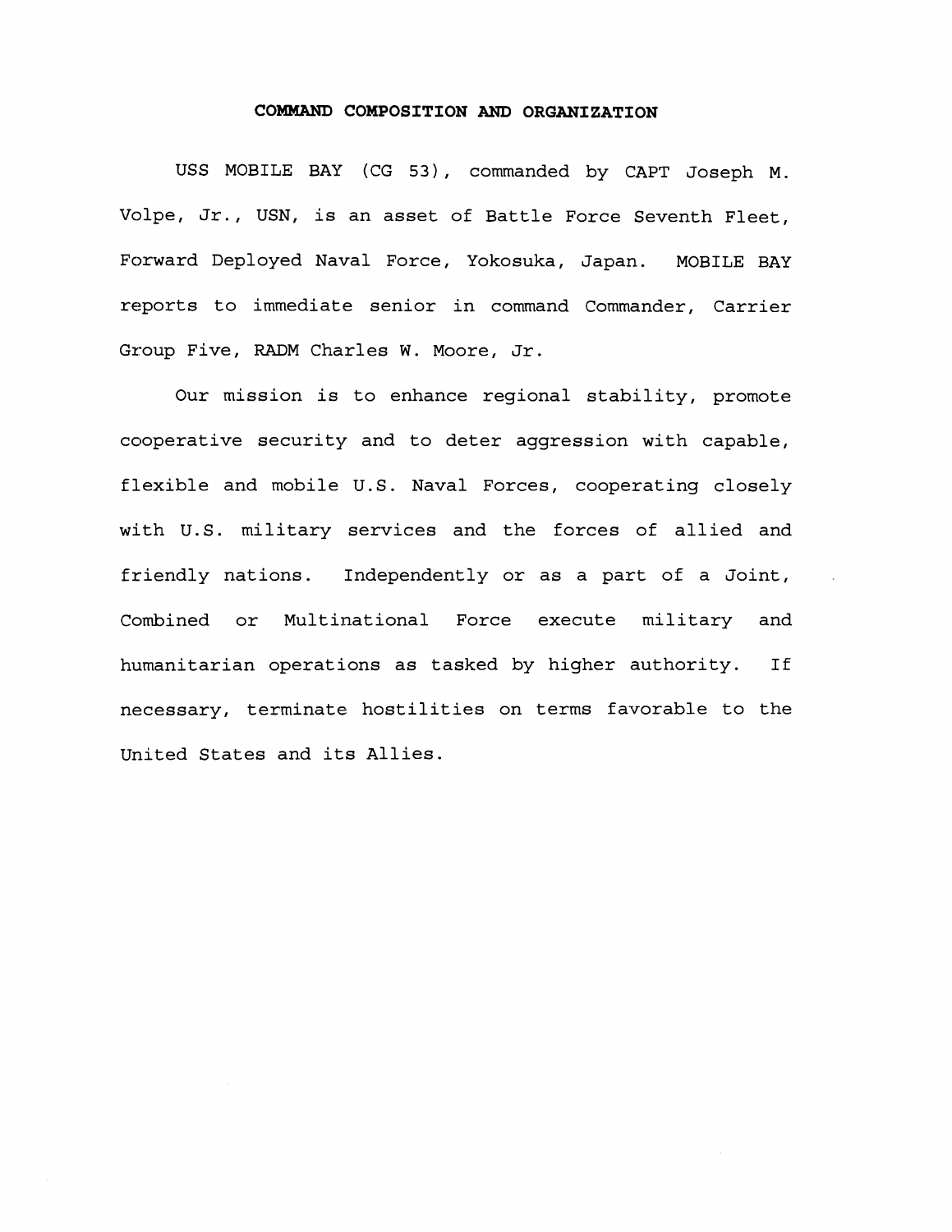## COMMAND COMPOSITION AND ORGANIZATION

USS MOBILE BAY (CG 53), commanded by CAPT Joseph M. Volpe, Jr., USN, is an asset of Battle Force Seventh Fleet, Forward Deployed Naval Force, Yokosuka, Japan. MOBILE BAY reports to immediate senior in command Commander, Carrier Group Five, RADM Charles W. Moore, Jr.

Our mission is to enhance regional stability, promote cooperative security and to deter aggression with capable, flexible and mobile U.S. Naval Forces, cooperating closely with U.S. military services and the forces of allied and friendly nations. Independently or as a part of a Joint, Combined or Multinational Force execute military and humanitarian operations as tasked by higher authority. If necessary, terminate hostilities on terms favorable to the United States and its Allies.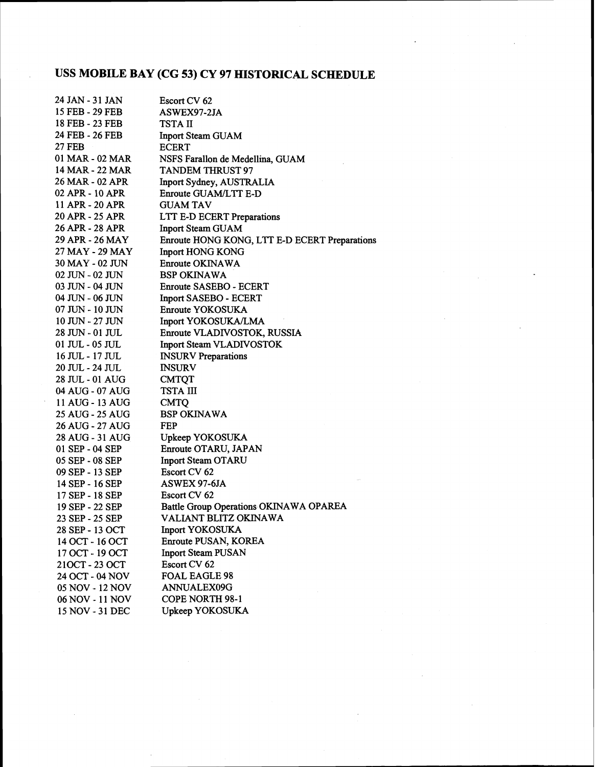# USS MOBILE BAY (CG 53) CY 97 HISTORICAL SCHEDULE

| | |
|---|---|
| 24 JAN - 31 JAN | Escort CV 62 |
| 15 FEB - 29 FEB | ASWEX97-2JA |
| 18 FEB - 23 FEB | TSTA II |
| 24 FEB - 26 FEB | Inport Steam GUAM |
| 27 FEB | ECERT |
| 01 MAR - 02 MAR | NSFS Farallon de Medellina, GUAM |
| 14 MAR - 22 MAR | TANDEM THRUST 97 |
| 26 MAR - 02 APR | Inport Sydney, AUSTRALIA |
| 02 APR - 10 APR | Enroute GUAM/LTT E-D |
| 11 APR - 20 APR | GUAM TAV |
| 20 APR - 25 APR | LTT E-D ECERT Preparations |
| 26 APR - 28 APR | Inport Steam GUAM |
| 29 APR - 26 MAY | Enroute HONG KONG, LTT E-D ECERT Preparations |
| 27 MAY - 29 MAY | Inport HONG KONG |
| 30 MAY - 02 JUN | Enroute OKINAWA |
| 02 JUN - 02 JUN | BSP OKINAWA |
| 03 JUN - 04 JUN | Enroute SASEBO - ECERT |
| 04 JUN - 06 JUN | Inport SASEBO - ECERT |
| 07 JUN - 10 JUN | Enroute YOKOSUKA |
| 10 JUN - 27 JUN | Inport YOKOSUKA/LMA |
| 28 JUN - 01 JUL | Enroute VLADIVOSTOK, RUSSIA |
| 01 JUL - 05 JUL | Inport Steam VLADIVOSTOK |
| 16 JUL - 17 JUL | INSURV Preparations |
| 20 JUL - 24 JUL | INSURV |
| 28 JUL - 01 AUG | CMTQT |
| 04 AUG - 07 AUG | TSTA III |
| 11 AUG - 13 AUG | CMTQ |
| 25 AUG - 25 AUG | BSP OKINAWA |
| 26 AUG - 27 AUG | FEP |
| 28 AUG - 31 AUG | Upkeep YOKOSUKA |
| 01 SEP - 04 SEP | Enroute OTARU, JAPAN |
| 05 SEP - 08 SEP | Inport Steam OTARU |
| 09 SEP - 13 SEP | Escort CV 62 |
| 14 SEP - 16 SEP | ASWEX 97-6JA |
| 17 SEP - 18 SEP | Escort CV 62 |
| 19 SEP - 22 SEP | Battle Group Operations OKINAWA OPAREA |
| 23 SEP - 25 SEP | VALIANT BLITZ OKINAWA |
| 28 SEP - 13 OCT | Inport YOKOSUKA |
| 14 OCT - 16 OCT | Enroute PUSAN, KOREA |
| 17 OCT - 19 OCT | Inport Steam PUSAN |
| 21OCT - 23 OCT | Escort CV 62 |
| 24 OCT - 04 NOV | FOAL EAGLE 98 |
| 05 NOV - 12 NOV | ANNUALEX09G |
| 06 NOV - 11 NOV | COPE NORTH 98-1 |
| 15 NOV - 31 DEC | Upkeep YOKOSUKA |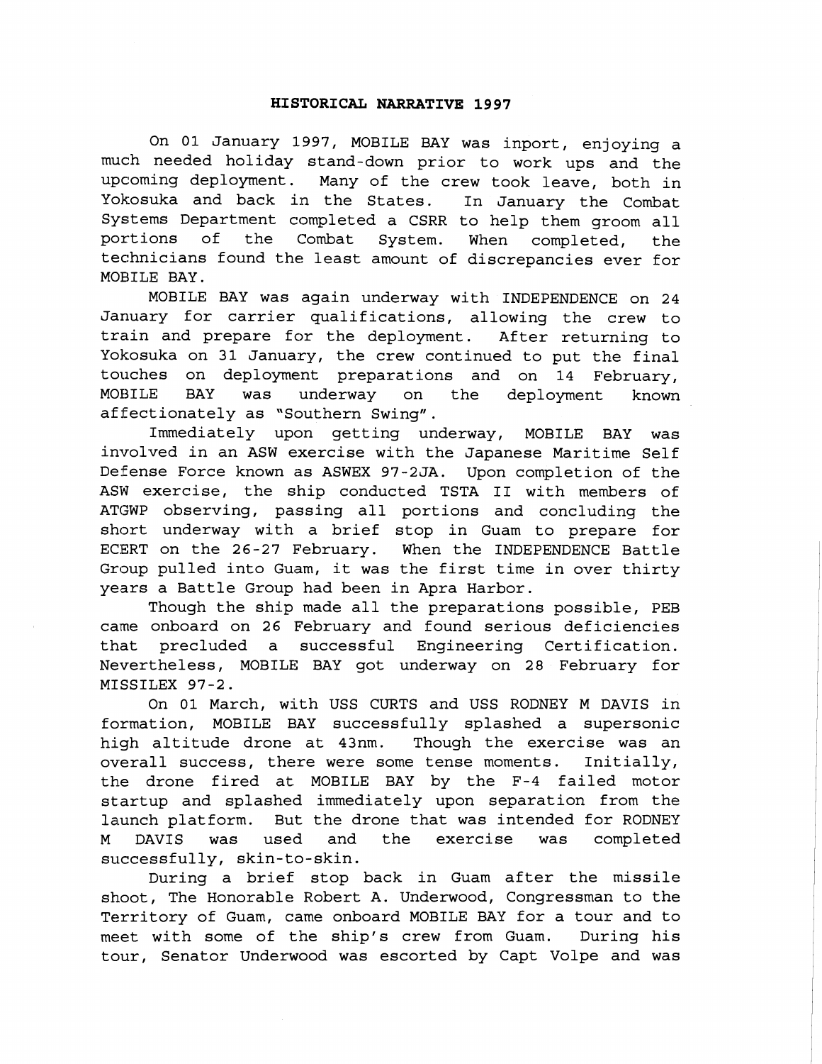**HISTORICAL NARRATIVE 1997**

On 01 January 1997, MOBILE BAY was inport, enjoying a much needed holiday stand-down prior to work ups and the upcoming deployment. Many of the crew took leave, both in Yokosuka and back in the States. In January the Combat Systems Department completed a CSRR to help them groom all portions of the Combat System. When completed, the technicians found the least amount of discrepancies ever for MOBILE BAY.

MOBILE BAY was again underway with INDEPENDENCE on 24 January for carrier qualifications, allowing the crew to train and prepare for the deployment. After returning to Yokosuka on 31 January, the crew continued to put the final touches on deployment preparations and on 14 February, MOBILE BAY was underway on the deployment known affectionately as "Southern Swing".

Immediately upon getting underway, MOBILE BAY was involved in an ASW exercise with the Japanese Maritime Self Defense Force known as ASWEX 97-2JA. Upon completion of the ASW exercise, the ship conducted TSTA II with members of ATGWP observing, passing all portions and concluding the short underway with a brief stop in Guam to prepare for ECERT on the 26-27 February. When the INDEPENDENCE Battle Group pulled into Guam, it was the first time in over thirty years a Battle Group had been in Apra Harbor.

Though the ship made all the preparations possible, PEB came onboard on 26 February and found serious deficiencies that precluded a successful Engineering Certification. Nevertheless, MOBILE BAY got underway on 28 February for MISSILEX 97-2.

On 01 March, with USS CURTS and USS RODNEY M DAVIS in formation, MOBILE BAY successfully splashed a supersonic high altitude drone at 43nm. Though the exercise was an overall success, there were some tense moments. Initially, the drone fired at MOBILE BAY by the F-4 failed motor startup and splashed immediately upon separation from the launch platform. But the drone that was intended for RODNEY M DAVIS was used and the exercise was completed successfully, skin-to-skin.

During a brief stop back in Guam after the missile shoot, The Honorable Robert A. Underwood, Congressman to the Territory of Guam, came onboard MOBILE BAY for a tour and to meet with some of the ship's crew from Guam. During his tour, Senator Underwood was escorted by Capt Volpe and was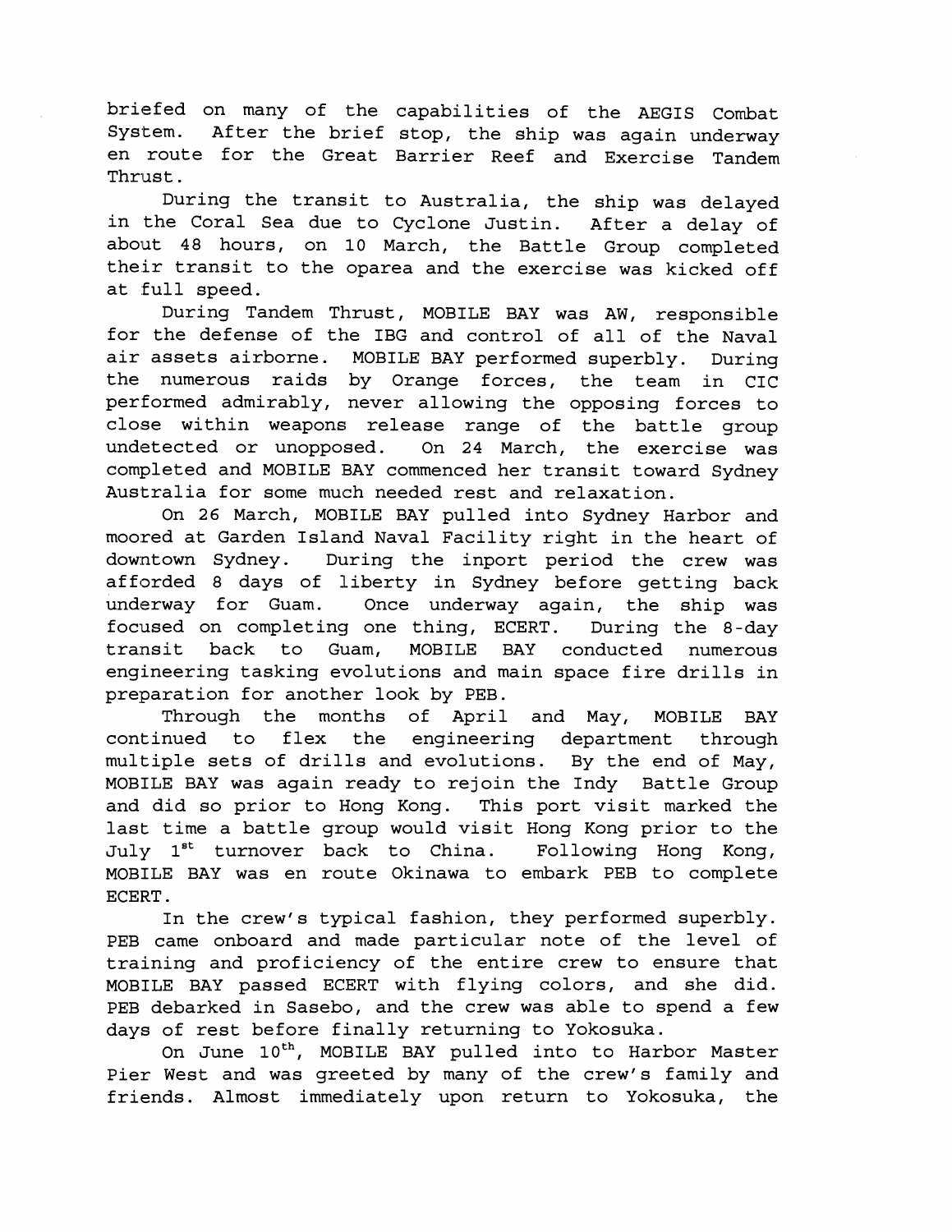briefed on many of the capabilities of the AEGIS Combat System. After the brief stop, the ship was again underway en route for the Great Barrier Reef and Exercise Tandem Thrust.

During the transit to Australia, the ship was delayed in the Coral Sea due to Cyclone Justin. After a delay of about 48 hours, on 10 March, the Battle Group completed their transit to the oparea and the exercise was kicked off at full speed.

During Tandem Thrust, MOBILE BAY was AW, responsible for the defense of the IBG and control of all of the Naval air assets airborne. MOBILE BAY performed superbly. During the numerous raids by Orange forces, the team in CIC performed admirably, never allowing the opposing forces to close within weapons release range of the battle group undetected or unopposed. On 24 March, the exercise was completed and MOBILE BAY commenced her transit toward Sydney Australia for some much needed rest and relaxation.

On 26 March, MOBILE BAY pulled into Sydney Harbor and moored at Garden Island Naval Facility right in the heart of downtown Sydney. During the inport period the crew was afforded 8 days of liberty in Sydney before getting back underway for Guam. Once underway again, the ship was focused on completing one thing, ECERT. During the 8-day transit back to Guam, MOBILE BAY conducted numerous engineering tasking evolutions and main space fire drills in preparation for another look by PEB.

Through the months of April and May, MOBILE BAY continued to flex the engineering department through multiple sets of drills and evolutions. By the end of May, MOBILE BAY was again ready to rejoin the Indy Battle Group and did so prior to Hong Kong. This port visit marked the last time a battle group would visit Hong Kong prior to the July 1st turnover back to China. Following Hong Kong, MOBILE BAY was en route Okinawa to embark PEB to complete ECERT.

In the crew's typical fashion, they performed superbly. PEB came onboard and made particular note of the level of training and proficiency of the entire crew to ensure that MOBILE BAY passed ECERT with flying colors, and she did. PEB debarked in Sasebo, and the crew was able to spend a few days of rest before finally returning to Yokosuka.

On June 10th, MOBILE BAY pulled into to Harbor Master Pier West and was greeted by many of the crew's family and friends. Almost immediately upon return to Yokosuka, the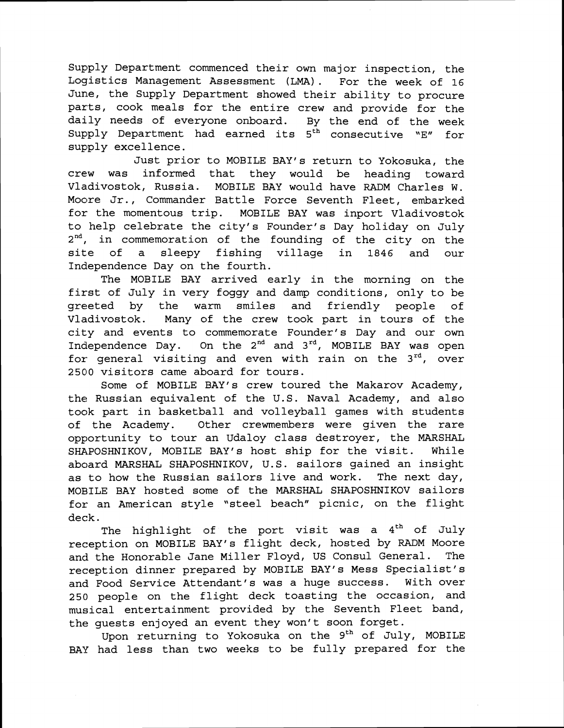Supply Department commenced their own major inspection, the Logistics Management Assessment (LMA). For the week of 16 June, the Supply Department showed their ability to procure parts, cook meals for the entire crew and provide for the daily needs of everyone onboard. By the end of the week Supply Department had earned its 5th consecutive "E" for supply excellence.

Just prior to MOBILE BAY's return to Yokosuka, the crew was informed that they would be heading toward Vladivostok, Russia. MOBILE BAY would have RADM Charles W. Moore Jr., Commander Battle Force Seventh Fleet, embarked for the momentous trip. MOBILE BAY was inport Vladivostok to help celebrate the city's Founder's Day holiday on July 2nd, in commemoration of the founding of the city on the site of a sleepy fishing village in 1846 and our Independence Day on the fourth.

The MOBILE BAY arrived early in the morning on the first of July in very foggy and damp conditions, only to be greeted by the warm smiles and friendly people of Vladivostok. Many of the crew took part in tours of the city and events to commemorate Founder's Day and our own Independence Day. On the 2nd and 3rd, MOBILE BAY was open for general visiting and even with rain on the 3rd, over 2500 visitors came aboard for tours.

Some of MOBILE BAY's crew toured the Makarov Academy, the Russian equivalent of the U.S. Naval Academy, and also took part in basketball and volleyball games with students of the Academy. Other crewmembers were given the rare opportunity to tour an Udaloy class destroyer, the MARSHAL SHAPOSHNIKOV, MOBILE BAY's host ship for the visit. While aboard MARSHAL SHAPOSHNIKOV, U.S. sailors gained an insight as to how the Russian sailors live and work. The next day, MOBILE BAY hosted some of the MARSHAL SHAPOSHNIKOV sailors for an American style "steel beach" picnic, on the flight deck.

The highlight of the port visit was a 4th of July reception on MOBILE BAY's flight deck, hosted by RADM Moore and the Honorable Jane Miller Floyd, US Consul General. The reception dinner prepared by MOBILE BAY's Mess Specialist's and Food Service Attendant's was a huge success. With over 250 people on the flight deck toasting the occasion, and musical entertainment provided by the Seventh Fleet band, the guests enjoyed an event they won't soon forget.

Upon returning to Yokosuka on the 9th of July, MOBILE BAY had less than two weeks to be fully prepared for the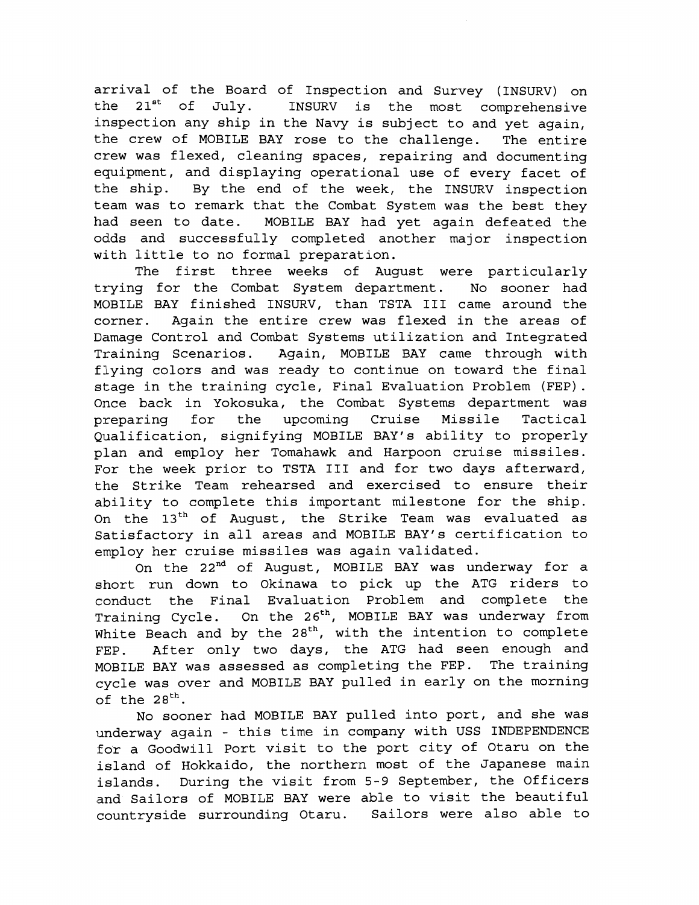arrival of the Board of Inspection and Survey (INSURV) on the 21st of July. INSURV is the most comprehensive inspection any ship in the Navy is subject to and yet again, the crew of MOBILE BAY rose to the challenge. The entire crew was flexed, cleaning spaces, repairing and documenting equipment, and displaying operational use of every facet of the ship. By the end of the week, the INSURV inspection team was to remark that the Combat System was the best they had seen to date. MOBILE BAY had yet again defeated the odds and successfully completed another major inspection with little to no formal preparation.

The first three weeks of August were particularly trying for the Combat System department. No sooner had MOBILE BAY finished INSURV, than TSTA III came around the corner. Again the entire crew was flexed in the areas of Damage Control and Combat Systems utilization and Integrated Training Scenarios. Again, MOBILE BAY came through with flying colors and was ready to continue on toward the final stage in the training cycle, Final Evaluation Problem (FEP). Once back in Yokosuka, the Combat Systems department was preparing for the upcoming Cruise Missile Tactical Qualification, signifying MOBILE BAY's ability to properly plan and employ her Tomahawk and Harpoon cruise missiles. For the week prior to TSTA III and for two days afterward, the Strike Team rehearsed and exercised to ensure their ability to complete this important milestone for the ship. On the 13th of August, the Strike Team was evaluated as Satisfactory in all areas and MOBILE BAY's certification to employ her cruise missiles was again validated.

On the 22nd of August, MOBILE BAY was underway for a short run down to Okinawa to pick up the ATG riders to conduct the Final Evaluation Problem and complete the Training Cycle. On the 26th, MOBILE BAY was underway from White Beach and by the 28th, with the intention to complete FEP. After only two days, the ATG had seen enough and MOBILE BAY was assessed as completing the FEP. The training cycle was over and MOBILE BAY pulled in early on the morning of the 28th.

No sooner had MOBILE BAY pulled into port, and she was underway again - this time in company with USS INDEPENDENCE for a Goodwill Port visit to the port city of Otaru on the island of Hokkaido, the northern most of the Japanese main islands. During the visit from 5-9 September, the Officers and Sailors of MOBILE BAY were able to visit the beautiful countryside surrounding Otaru. Sailors were also able to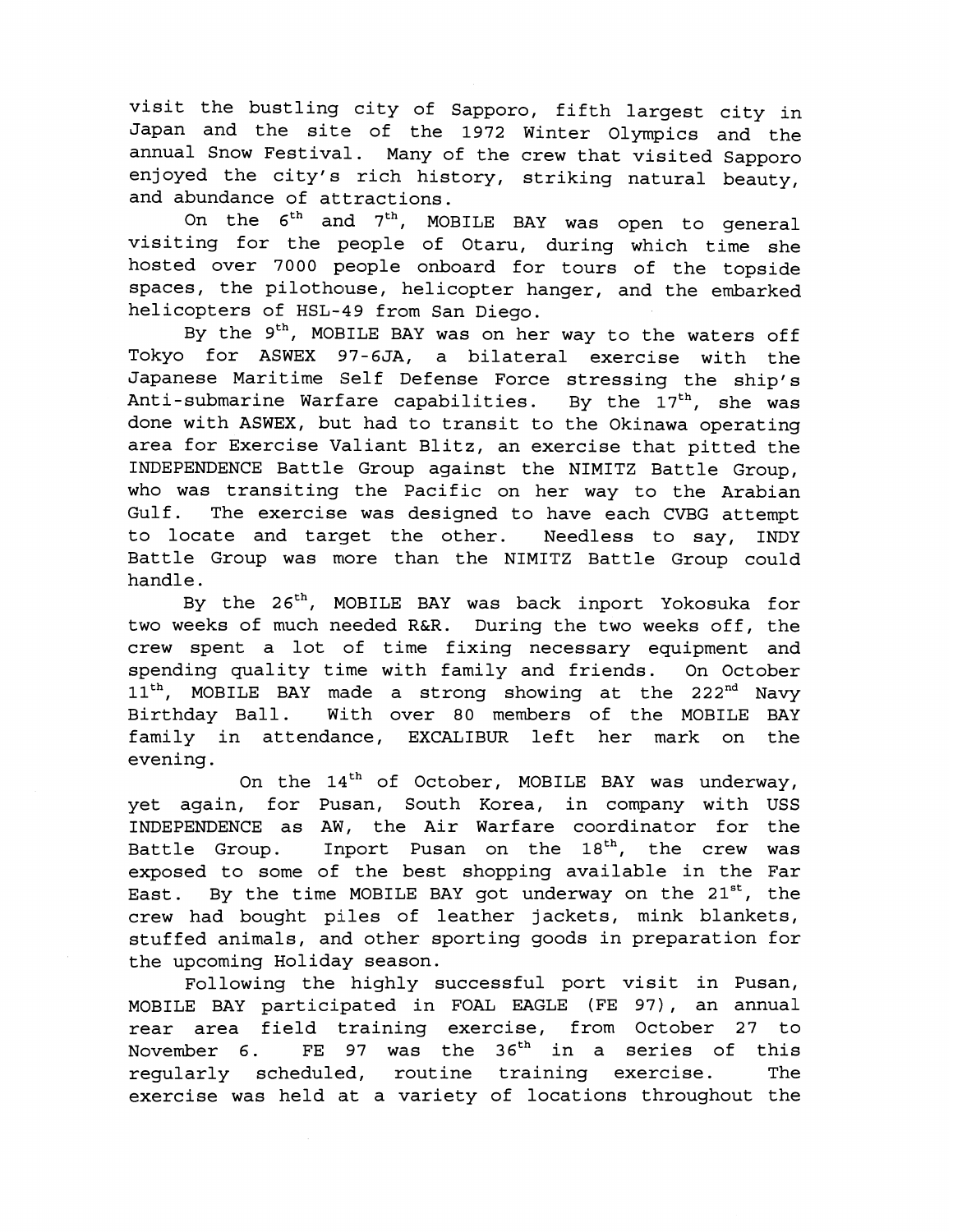visit the bustling city of Sapporo, fifth largest city in Japan and the site of the 1972 Winter Olympics and the annual Snow Festival. Many of the crew that visited Sapporo enjoyed the city's rich history, striking natural beauty, and abundance of attractions.

On the 6th and 7th, MOBILE BAY was open to general visiting for the people of Otaru, during which time she hosted over 7000 people onboard for tours of the topside spaces, the pilothouse, helicopter hanger, and the embarked helicopters of HSL-49 from San Diego.

By the 9th, MOBILE BAY was on her way to the waters off Tokyo for ASWEX 97-6JA, a bilateral exercise with the Japanese Maritime Self Defense Force stressing the ship's Anti-submarine Warfare capabilities. By the 17th, she was done with ASWEX, but had to transit to the Okinawa operating area for Exercise Valiant Blitz, an exercise that pitted the INDEPENDENCE Battle Group against the NIMITZ Battle Group, who was transiting the Pacific on her way to the Arabian Gulf. The exercise was designed to have each CVBG attempt to locate and target the other. Needless to say, INDY Battle Group was more than the NIMITZ Battle Group could handle.

By the 26th, MOBILE BAY was back inport Yokosuka for two weeks of much needed R&R. During the two weeks off, the crew spent a lot of time fixing necessary equipment and spending quality time with family and friends. On October 11th, MOBILE BAY made a strong showing at the 222nd Navy Birthday Ball. With over 80 members of the MOBILE BAY family in attendance, EXCALIBUR left her mark on the evening.

On the 14th of October, MOBILE BAY was underway, yet again, for Pusan, South Korea, in company with USS INDEPENDENCE as AW, the Air Warfare coordinator for the Battle Group. Inport Pusan on the 18th, the crew was exposed to some of the best shopping available in the Far East. By the time MOBILE BAY got underway on the 21st, the crew had bought piles of leather jackets, mink blankets, stuffed animals, and other sporting goods in preparation for the upcoming Holiday season.

Following the highly successful port visit in Pusan, MOBILE BAY participated in FOAL EAGLE (FE 97), an annual rear area field training exercise, from October 27 to November 6. FE 97 was the 36th in a series of this regularly scheduled, routine training exercise. The exercise was held at a variety of locations throughout the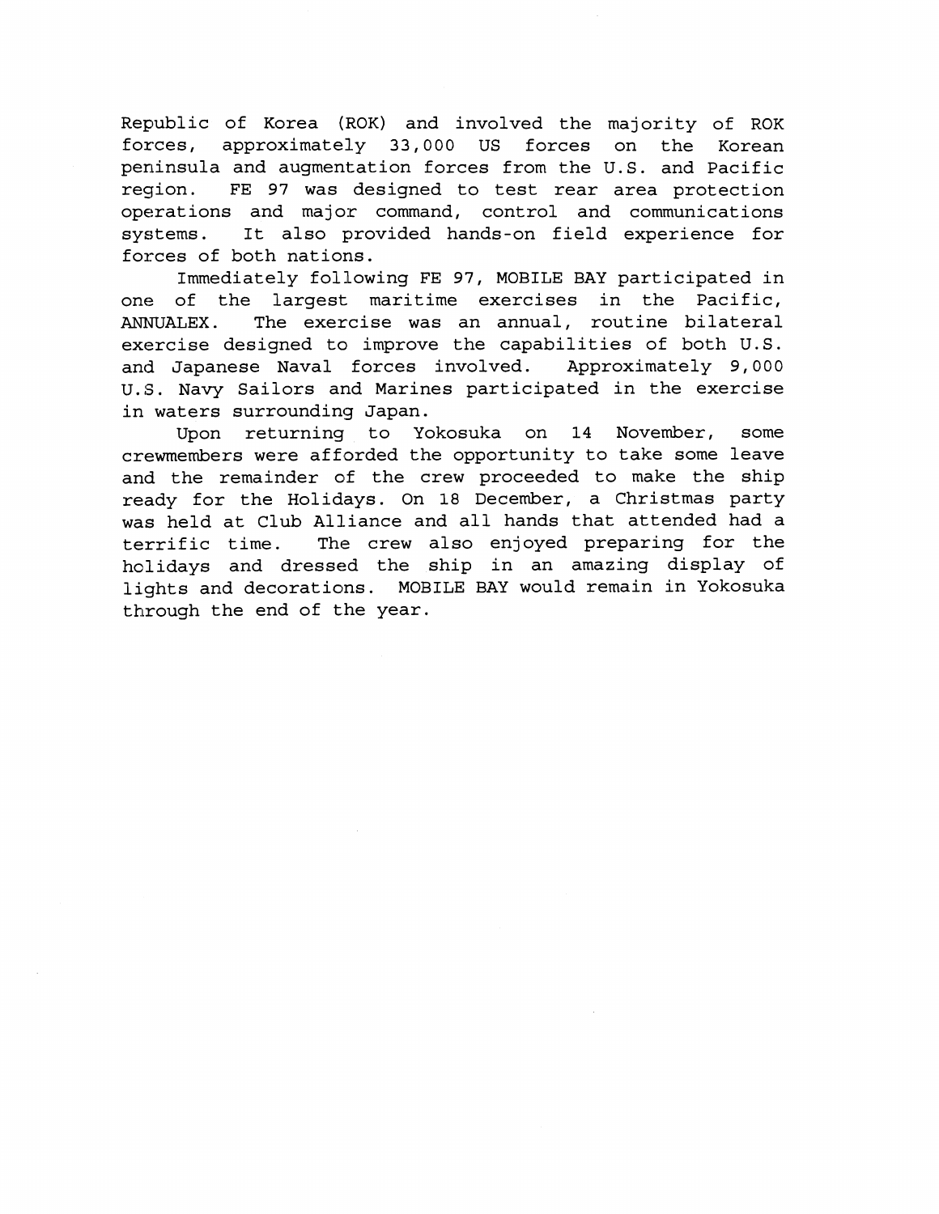Republic of Korea (ROK) and involved the majority of ROK forces, approximately 33,000 US forces on the Korean peninsula and augmentation forces from the U.S. and Pacific region. FE 97 was designed to test rear area protection operations and major command, control and communications systems. It also provided hands-on field experience for forces of both nations.

Immediately following FE 97, MOBILE BAY participated in one of the largest maritime exercises in the Pacific, ANNUALEX. The exercise was an annual, routine bilateral exercise designed to improve the capabilities of both U.S. and Japanese Naval forces involved. Approximately 9,000 U.S. Navy Sailors and Marines participated in the exercise in waters surrounding Japan.

Upon returning to Yokosuka on 14 November, some crewmembers were afforded the opportunity to take some leave and the remainder of the crew proceeded to make the ship ready for the Holidays. On 18 December, a Christmas party was held at Club Alliance and all hands that attended had a terrific time. The crew also enjoyed preparing for the holidays and dressed the ship in an amazing display of lights and decorations. MOBILE BAY would remain in Yokosuka through the end of the year.